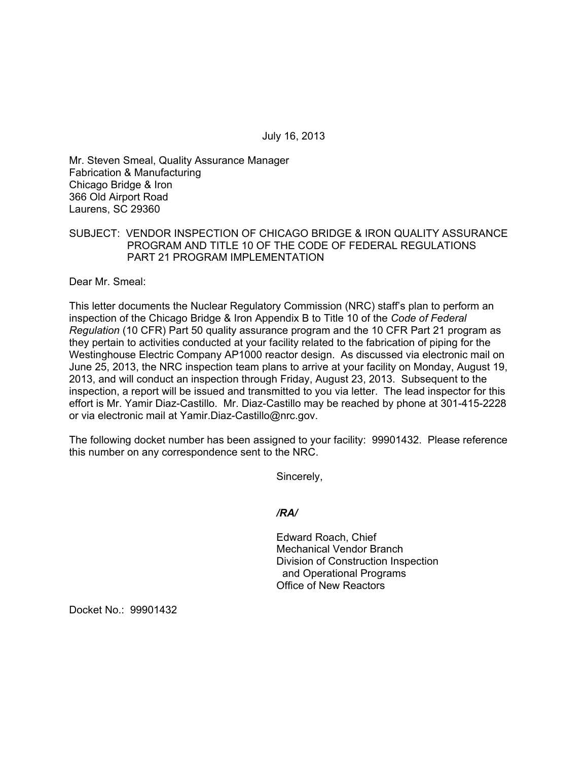July 16, 2013

Mr. Steven Smeal, Quality Assurance Manager
Fabrication & Manufacturing
Chicago Bridge & Iron
366 Old Airport Road
Laurens, SC 29360

SUBJECT: VENDOR INSPECTION OF CHICAGO BRIDGE & IRON QUALITY ASSURANCE PROGRAM AND TITLE 10 OF THE CODE OF FEDERAL REGULATIONS PART 21 PROGRAM IMPLEMENTATION

Dear Mr. Smeal:

This letter documents the Nuclear Regulatory Commission (NRC) staff's plan to perform an inspection of the Chicago Bridge & Iron Appendix B to Title 10 of the *Code of Federal Regulation* (10 CFR) Part 50 quality assurance program and the 10 CFR Part 21 program as they pertain to activities conducted at your facility related to the fabrication of piping for the Westinghouse Electric Company AP1000 reactor design. As discussed via electronic mail on June 25, 2013, the NRC inspection team plans to arrive at your facility on Monday, August 19, 2013, and will conduct an inspection through Friday, August 23, 2013. Subsequent to the inspection, a report will be issued and transmitted to you via letter. The lead inspector for this effort is Mr. Yamir Diaz-Castillo. Mr. Diaz-Castillo may be reached by phone at 301-415-2228 or via electronic mail at Yamir.Diaz-Castillo@nrc.gov.

The following docket number has been assigned to your facility: 99901432. Please reference this number on any correspondence sent to the NRC.

Sincerely,

*/RA/*

Edward Roach, Chief
Mechanical Vendor Branch
Division of Construction Inspection
and Operational Programs
Office of New Reactors

Docket No.: 99901432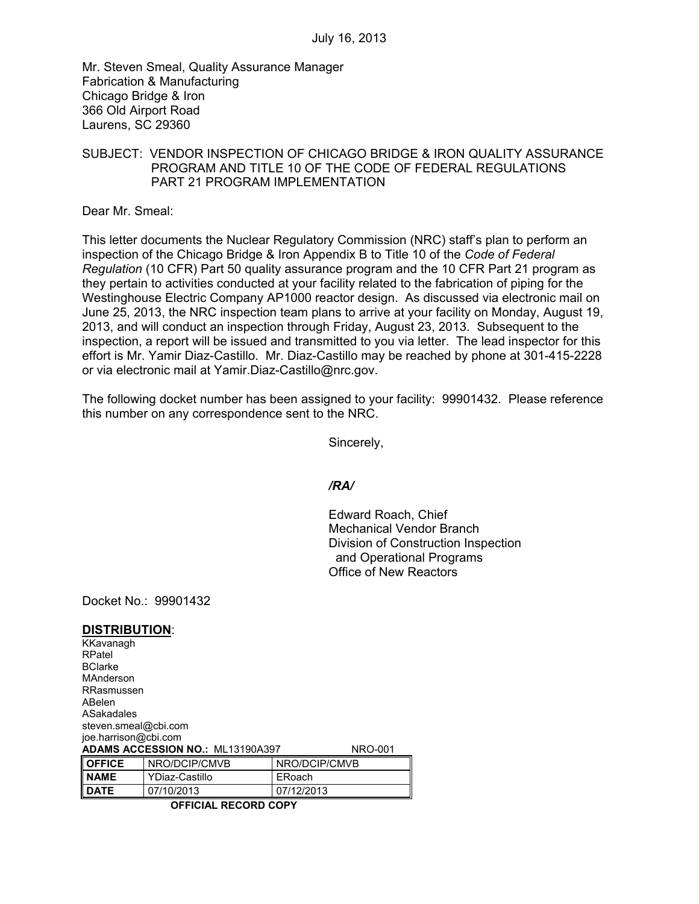July 16, 2013

Mr. Steven Smeal, Quality Assurance Manager
Fabrication & Manufacturing
Chicago Bridge & Iron
366 Old Airport Road
Laurens, SC 29360

SUBJECT: VENDOR INSPECTION OF CHICAGO BRIDGE & IRON QUALITY ASSURANCE PROGRAM AND TITLE 10 OF THE CODE OF FEDERAL REGULATIONS PART 21 PROGRAM IMPLEMENTATION

Dear Mr. Smeal:

This letter documents the Nuclear Regulatory Commission (NRC) staff's plan to perform an inspection of the Chicago Bridge & Iron Appendix B to Title 10 of the *Code of Federal Regulation* (10 CFR) Part 50 quality assurance program and the 10 CFR Part 21 program as they pertain to activities conducted at your facility related to the fabrication of piping for the Westinghouse Electric Company AP1000 reactor design. As discussed via electronic mail on June 25, 2013, the NRC inspection team plans to arrive at your facility on Monday, August 19, 2013, and will conduct an inspection through Friday, August 23, 2013. Subsequent to the inspection, a report will be issued and transmitted to you via letter. The lead inspector for this effort is Mr. Yamir Diaz-Castillo. Mr. Diaz-Castillo may be reached by phone at 301-415-2228 or via electronic mail at Yamir.Diaz-Castillo@nrc.gov.

The following docket number has been assigned to your facility: 99901432. Please reference this number on any correspondence sent to the NRC.

Sincerely,

*/RA/*

Edward Roach, Chief
Mechanical Vendor Branch
Division of Construction Inspection
and Operational Programs
Office of New Reactors

Docket No.: 99901432

**DISTRIBUTION**:
KKavanagh
RPatel
BClarke
MAnderson
RRasmussen
ABelen
ASakadales
steven.smeal@cbi.com
joe.harrison@cbi.com

**ADAMS ACCESSION NO.:** ML13190A397 NRO-001

| **OFFICE** | NRO/DCIP/CMVB | NRO/DCIP/CMVB |
|---|---|---|
| **NAME** | YDiaz-Castillo | ERoach |
| **DATE** | 07/10/2013 | 07/12/2013 |

**OFFICIAL RECORD COPY**